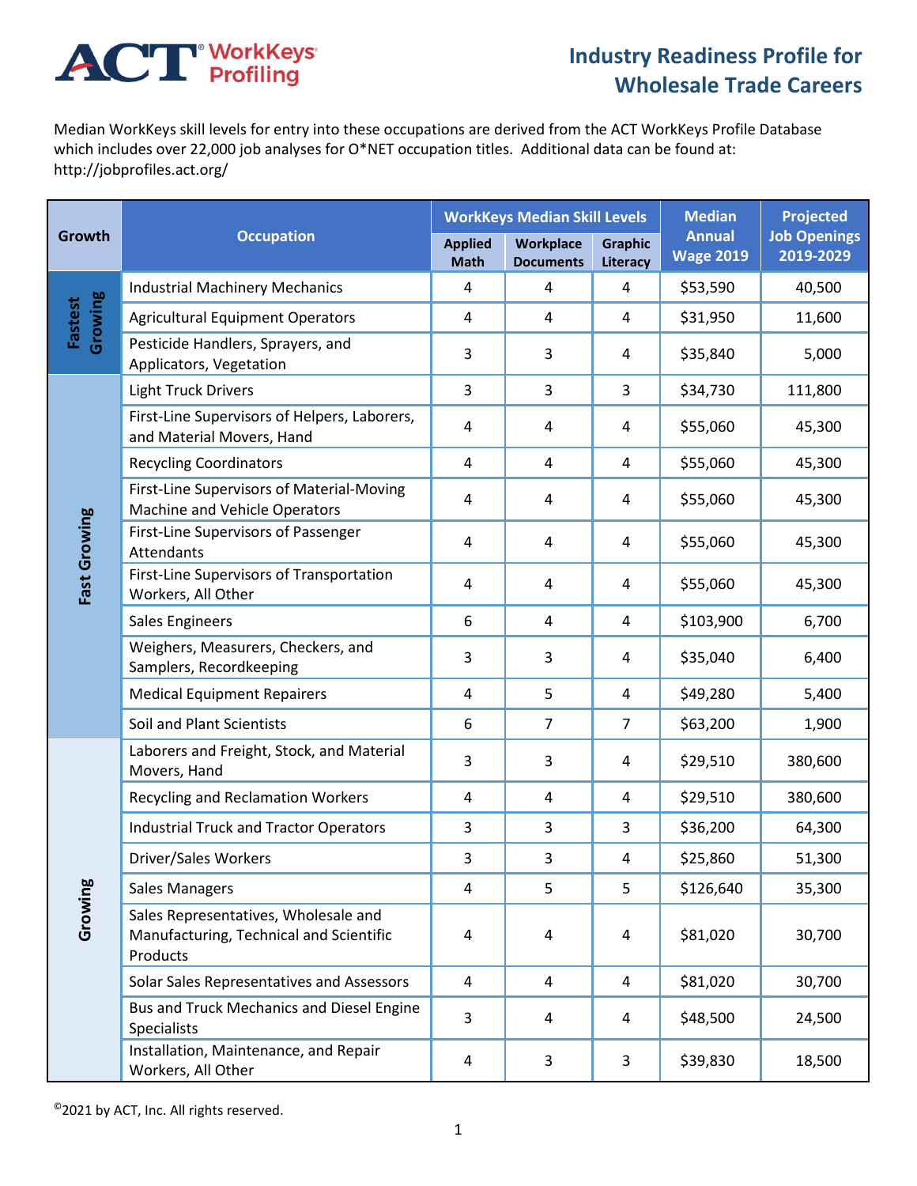# Industry Readiness Profile for Wholesale Trade Careers

Median WorkKeys skill levels for entry into these occupations are derived from the ACT WorkKeys Profile Database which includes over 22,000 job analyses for O*NET occupation titles. Additional data can be found at: http://jobprofiles.act.org/

| Growth | Occupation | WorkKeys Median Skill Levels | | | Median Annual Wage 2019 | Projected Job Openings 2019-2029 |
|---|---|---|---|---|---|---|
| | | Applied Math | Workplace Documents | Graphic Literacy | | |
| Fastest Growing | Industrial Machinery Mechanics | 4 | 4 | 4 | $53,590 | 40,500 |
| | Agricultural Equipment Operators | 4 | 4 | 4 | $31,950 | 11,600 |
| | Pesticide Handlers, Sprayers, and Applicators, Vegetation | 3 | 3 | 4 | $35,840 | 5,000 |
| Fast Growing | Light Truck Drivers | 3 | 3 | 3 | $34,730 | 111,800 |
| | First-Line Supervisors of Helpers, Laborers, and Material Movers, Hand | 4 | 4 | 4 | $55,060 | 45,300 |
| | Recycling Coordinators | 4 | 4 | 4 | $55,060 | 45,300 |
| | First-Line Supervisors of Material-Moving Machine and Vehicle Operators | 4 | 4 | 4 | $55,060 | 45,300 |
| | First-Line Supervisors of Passenger Attendants | 4 | 4 | 4 | $55,060 | 45,300 |
| | First-Line Supervisors of Transportation Workers, All Other | 4 | 4 | 4 | $55,060 | 45,300 |
| | Sales Engineers | 6 | 4 | 4 | $103,900 | 6,700 |
| | Weighers, Measurers, Checkers, and Samplers, Recordkeeping | 3 | 3 | 4 | $35,040 | 6,400 |
| | Medical Equipment Repairers | 4 | 5 | 4 | $49,280 | 5,400 |
| | Soil and Plant Scientists | 6 | 7 | 7 | $63,200 | 1,900 |
| Growing | Laborers and Freight, Stock, and Material Movers, Hand | 3 | 3 | 4 | $29,510 | 380,600 |
| | Recycling and Reclamation Workers | 4 | 4 | 4 | $29,510 | 380,600 |
| | Industrial Truck and Tractor Operators | 3 | 3 | 3 | $36,200 | 64,300 |
| | Driver/Sales Workers | 3 | 3 | 4 | $25,860 | 51,300 |
| | Sales Managers | 4 | 5 | 5 | $126,640 | 35,300 |
| | Sales Representatives, Wholesale and Manufacturing, Technical and Scientific Products | 4 | 4 | 4 | $81,020 | 30,700 |
| | Solar Sales Representatives and Assessors | 4 | 4 | 4 | $81,020 | 30,700 |
| | Bus and Truck Mechanics and Diesel Engine Specialists | 3 | 4 | 4 | $48,500 | 24,500 |
| | Installation, Maintenance, and Repair Workers, All Other | 4 | 3 | 3 | $39,830 | 18,500 |

©2021 by ACT, Inc. All rights reserved.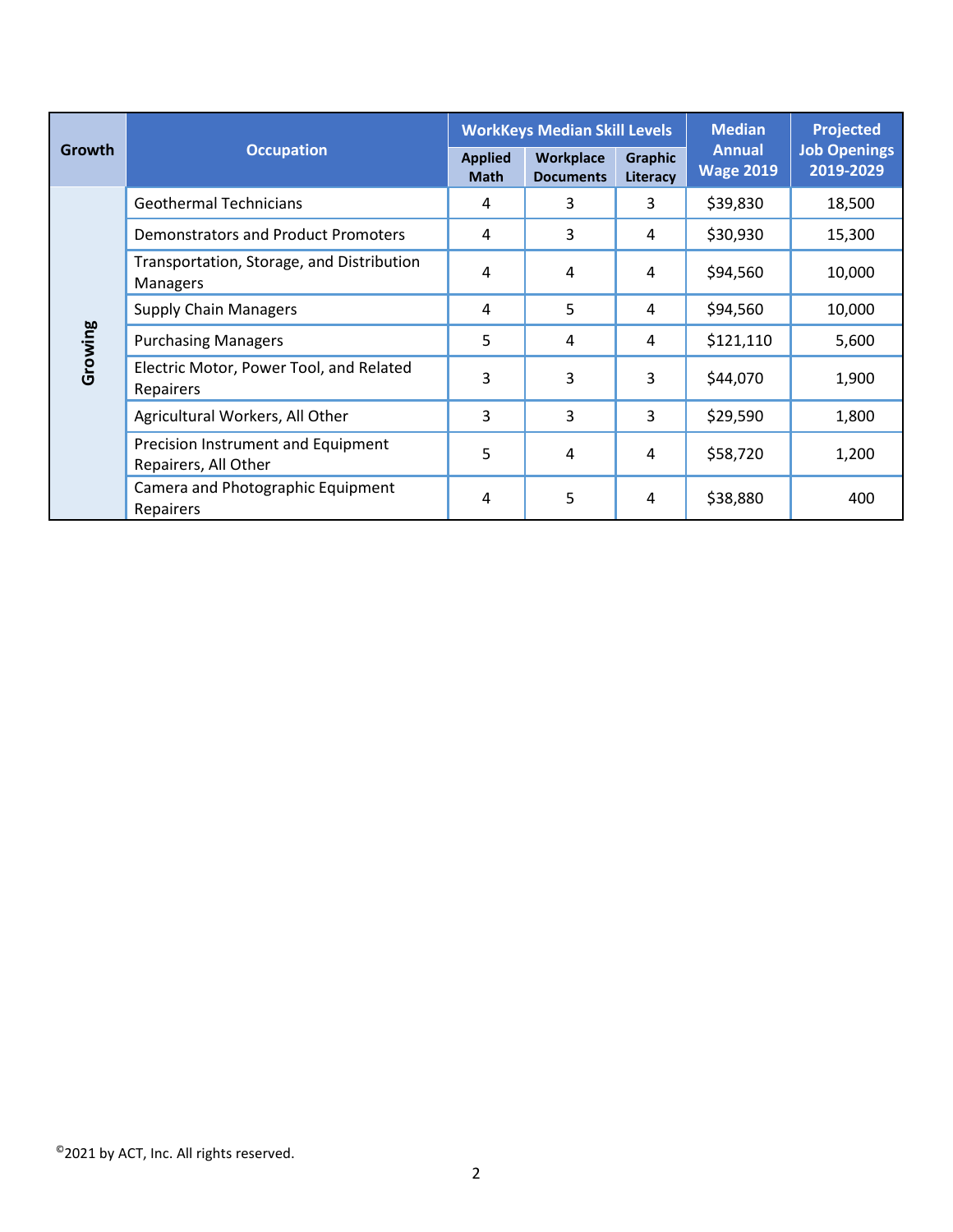| Growth | Occupation | WorkKeys Median Skill Levels | | | Median Annual Wage 2019 | Projected Job Openings 2019-2029 |
|---|---|---|---|---|---|---|
| | | Applied Math | Workplace Documents | Graphic Literacy | | |
| Growing | Geothermal Technicians | 4 | 3 | 3 | $39,830 | 18,500 |
| | Demonstrators and Product Promoters | 4 | 3 | 4 | $30,930 | 15,300 |
| | Transportation, Storage, and Distribution Managers | 4 | 4 | 4 | $94,560 | 10,000 |
| | Supply Chain Managers | 4 | 5 | 4 | $94,560 | 10,000 |
| | Purchasing Managers | 5 | 4 | 4 | $121,110 | 5,600 |
| | Electric Motor, Power Tool, and Related Repairers | 3 | 3 | 3 | $44,070 | 1,900 |
| | Agricultural Workers, All Other | 3 | 3 | 3 | $29,590 | 1,800 |
| | Precision Instrument and Equipment Repairers, All Other | 5 | 4 | 4 | $58,720 | 1,200 |
| | Camera and Photographic Equipment Repairers | 4 | 5 | 4 | $38,880 | 400 |

©2021 by ACT, Inc. All rights reserved.